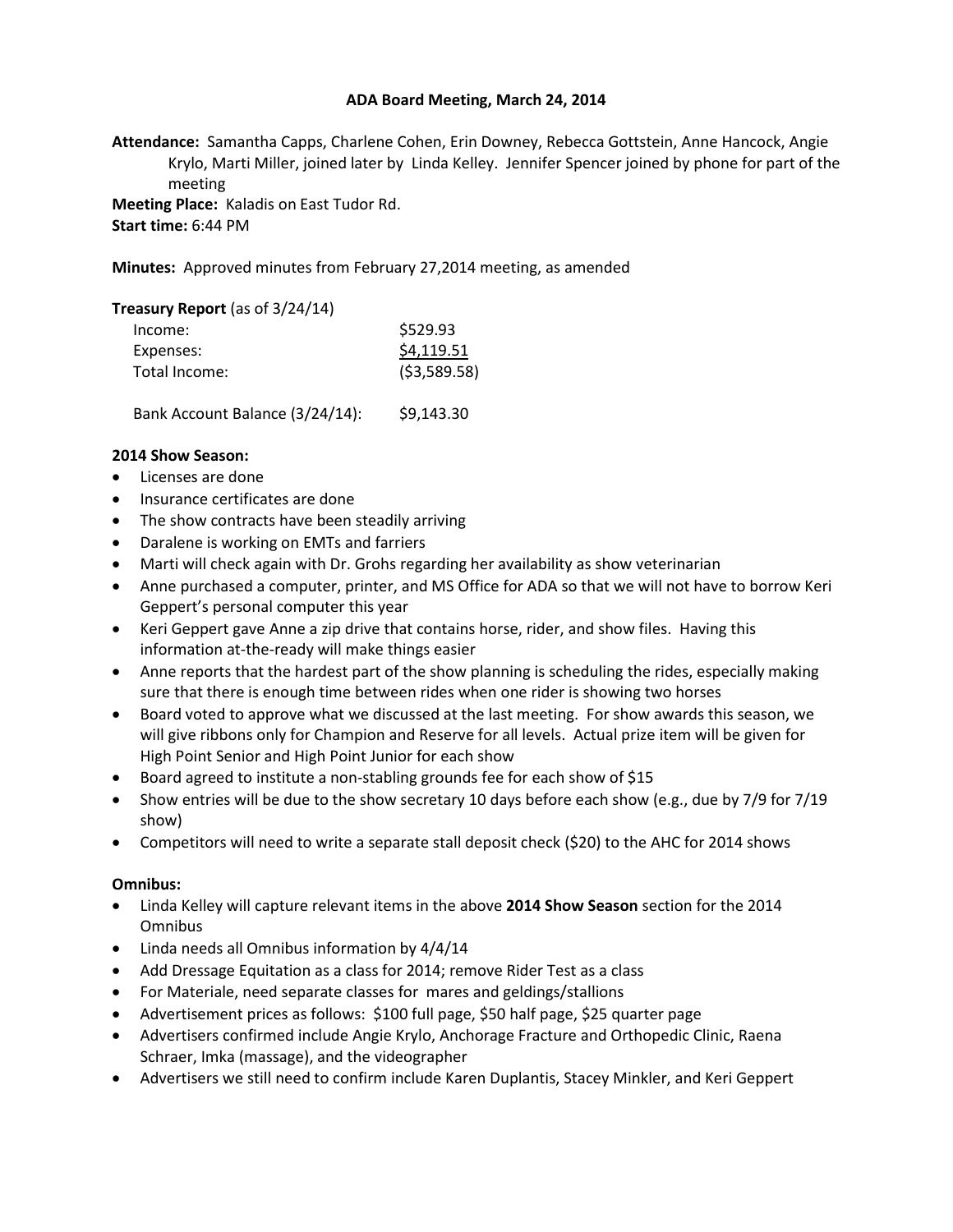# ADA Board Meeting, March 24, 2014

**Attendance:** Samantha Capps, Charlene Cohen, Erin Downey, Rebecca Gottstein, Anne Hancock, Angie Krylo, Marti Miller, joined later by Linda Kelley. Jennifer Spencer joined by phone for part of the meeting

**Meeting Place:** Kaladis on East Tudor Rd.

**Start time:** 6:44 PM

**Minutes:** Approved minutes from February 27,2014 meeting, as amended

**Treasury Report** (as of 3/24/14)

| | |
|---|---|
| Income: | $529.93 |
| Expenses: | $4,119.51 |
| Total Income: | ($3,589.58) |
| | |
| Bank Account Balance (3/24/14): | $9,143.30 |

**2014 Show Season:**

- Licenses are done
- Insurance certificates are done
- The show contracts have been steadily arriving
- Daralene is working on EMTs and farriers
- Marti will check again with Dr. Grohs regarding her availability as show veterinarian
- Anne purchased a computer, printer, and MS Office for ADA so that we will not have to borrow Keri Geppert's personal computer this year
- Keri Geppert gave Anne a zip drive that contains horse, rider, and show files. Having this information at-the-ready will make things easier
- Anne reports that the hardest part of the show planning is scheduling the rides, especially making sure that there is enough time between rides when one rider is showing two horses
- Board voted to approve what we discussed at the last meeting. For show awards this season, we will give ribbons only for Champion and Reserve for all levels. Actual prize item will be given for High Point Senior and High Point Junior for each show
- Board agreed to institute a non-stabling grounds fee for each show of $15
- Show entries will be due to the show secretary 10 days before each show (e.g., due by 7/9 for 7/19 show)
- Competitors will need to write a separate stall deposit check ($20) to the AHC for 2014 shows

**Omnibus:**

- Linda Kelley will capture relevant items in the above **2014 Show Season** section for the 2014 Omnibus
- Linda needs all Omnibus information by 4/4/14
- Add Dressage Equitation as a class for 2014; remove Rider Test as a class
- For Materiale, need separate classes for mares and geldings/stallions
- Advertisement prices as follows: $100 full page, $50 half page, $25 quarter page
- Advertisers confirmed include Angie Krylo, Anchorage Fracture and Orthopedic Clinic, Raena Schraer, Imka (massage), and the videographer
- Advertisers we still need to confirm include Karen Duplantis, Stacey Minkler, and Keri Geppert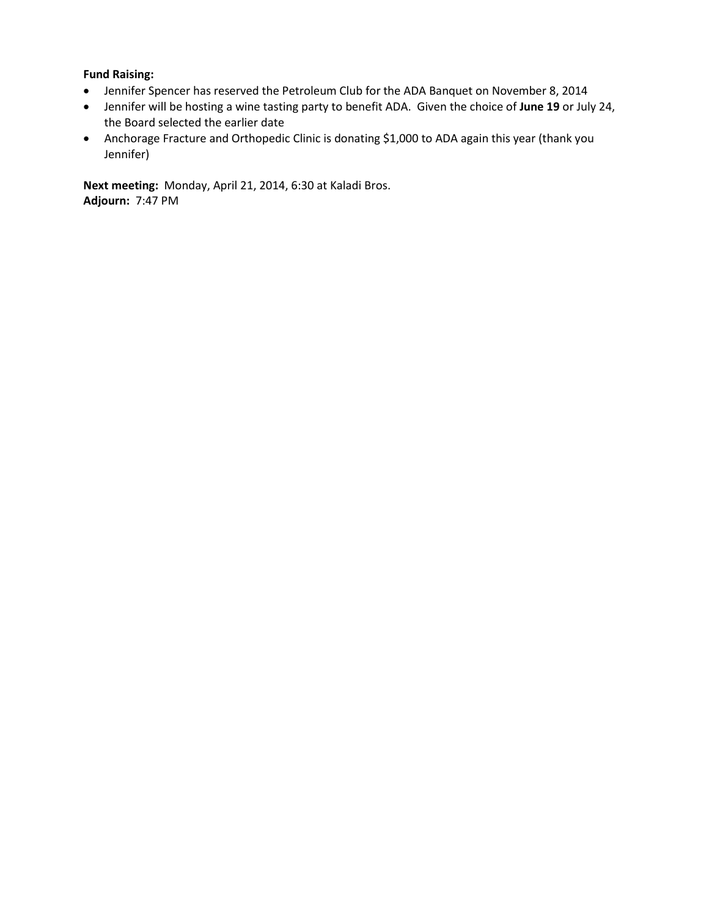**Fund Raising:**

- Jennifer Spencer has reserved the Petroleum Club for the ADA Banquet on November 8, 2014
- Jennifer will be hosting a wine tasting party to benefit ADA. Given the choice of **June 19** or July 24, the Board selected the earlier date
- Anchorage Fracture and Orthopedic Clinic is donating $1,000 to ADA again this year (thank you Jennifer)

**Next meeting:** Monday, April 21, 2014, 6:30 at Kaladi Bros.
**Adjourn:** 7:47 PM